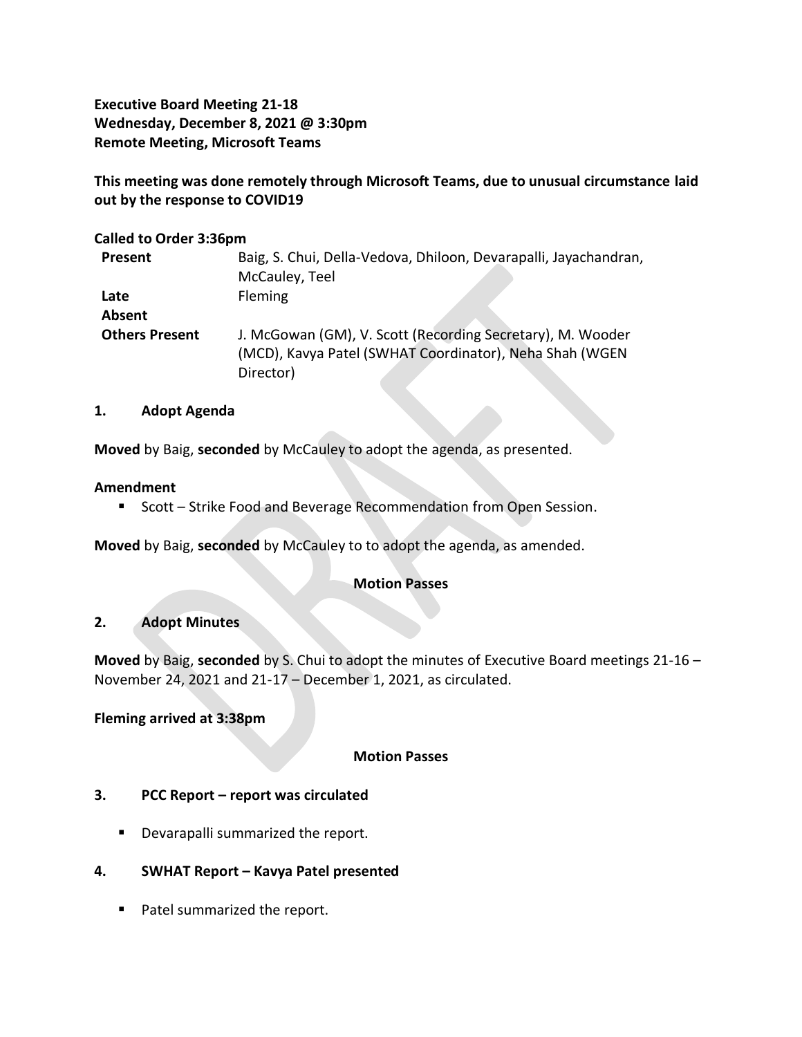**Executive Board Meeting 21-18**
**Wednesday, December 8, 2021 @ 3:30pm**
**Remote Meeting, Microsoft Teams**

**This meeting was done remotely through Microsoft Teams, due to unusual circumstance laid out by the response to COVID19**

**Called to Order 3:36pm**

| | |
|---|---|
| **Present** | Baig, S. Chui, Della-Vedova, Dhiloon, Devarapalli, Jayachandran, McCauley, Teel |
| **Late** | Fleming |
| **Absent** | |
| **Others Present** | J. McGowan (GM), V. Scott (Recording Secretary), M. Wooder (MCD), Kavya Patel (SWHAT Coordinator), Neha Shah (WGEN Director) |

## 1. Adopt Agenda

**Moved** by Baig, **seconded** by McCauley to adopt the agenda, as presented.

**Amendment**

- Scott – Strike Food and Beverage Recommendation from Open Session.

**Moved** by Baig, **seconded** by McCauley to to adopt the agenda, as amended.

**Motion Passes**

## 2. Adopt Minutes

**Moved** by Baig, **seconded** by S. Chui to adopt the minutes of Executive Board meetings 21-16 – November 24, 2021 and 21-17 – December 1, 2021, as circulated.

**Fleming arrived at 3:38pm**

**Motion Passes**

## 3. PCC Report – report was circulated

- Devarapalli summarized the report.

## 4. SWHAT Report – Kavya Patel presented

- Patel summarized the report.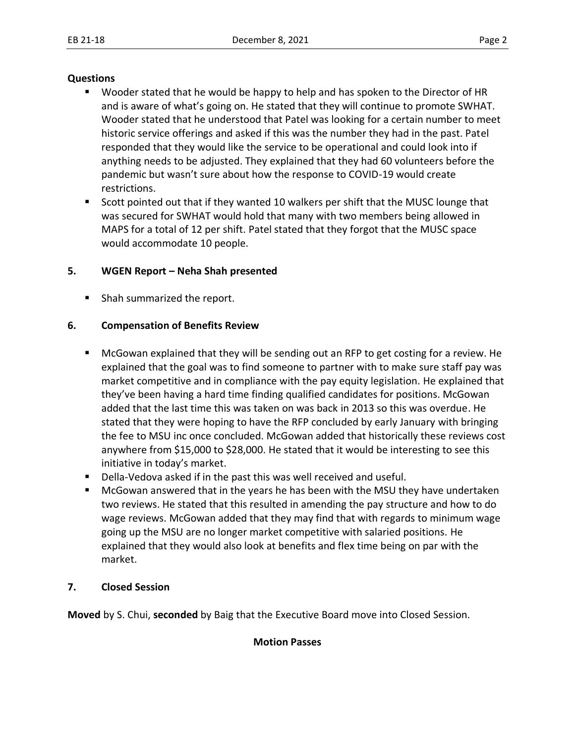**Questions**

- Wooder stated that he would be happy to help and has spoken to the Director of HR and is aware of what's going on. He stated that they will continue to promote SWHAT. Wooder stated that he understood that Patel was looking for a certain number to meet historic service offerings and asked if this was the number they had in the past. Patel responded that they would like the service to be operational and could look into if anything needs to be adjusted. They explained that they had 60 volunteers before the pandemic but wasn't sure about how the response to COVID-19 would create restrictions.
- Scott pointed out that if they wanted 10 walkers per shift that the MUSC lounge that was secured for SWHAT would hold that many with two members being allowed in MAPS for a total of 12 per shift. Patel stated that they forgot that the MUSC space would accommodate 10 people.

## 5. WGEN Report – Neha Shah presented

- Shah summarized the report.

## 6. Compensation of Benefits Review

- McGowan explained that they will be sending out an RFP to get costing for a review. He explained that the goal was to find someone to partner with to make sure staff pay was market competitive and in compliance with the pay equity legislation. He explained that they've been having a hard time finding qualified candidates for positions. McGowan added that the last time this was taken on was back in 2013 so this was overdue. He stated that they were hoping to have the RFP concluded by early January with bringing the fee to MSU inc once concluded. McGowan added that historically these reviews cost anywhere from $15,000 to $28,000. He stated that it would be interesting to see this initiative in today's market.
- Della-Vedova asked if in the past this was well received and useful.
- McGowan answered that in the years he has been with the MSU they have undertaken two reviews. He stated that this resulted in amending the pay structure and how to do wage reviews. McGowan added that they may find that with regards to minimum wage going up the MSU are no longer market competitive with salaried positions. He explained that they would also look at benefits and flex time being on par with the market.

## 7. Closed Session

**Moved** by S. Chui, **seconded** by Baig that the Executive Board move into Closed Session.

**Motion Passes**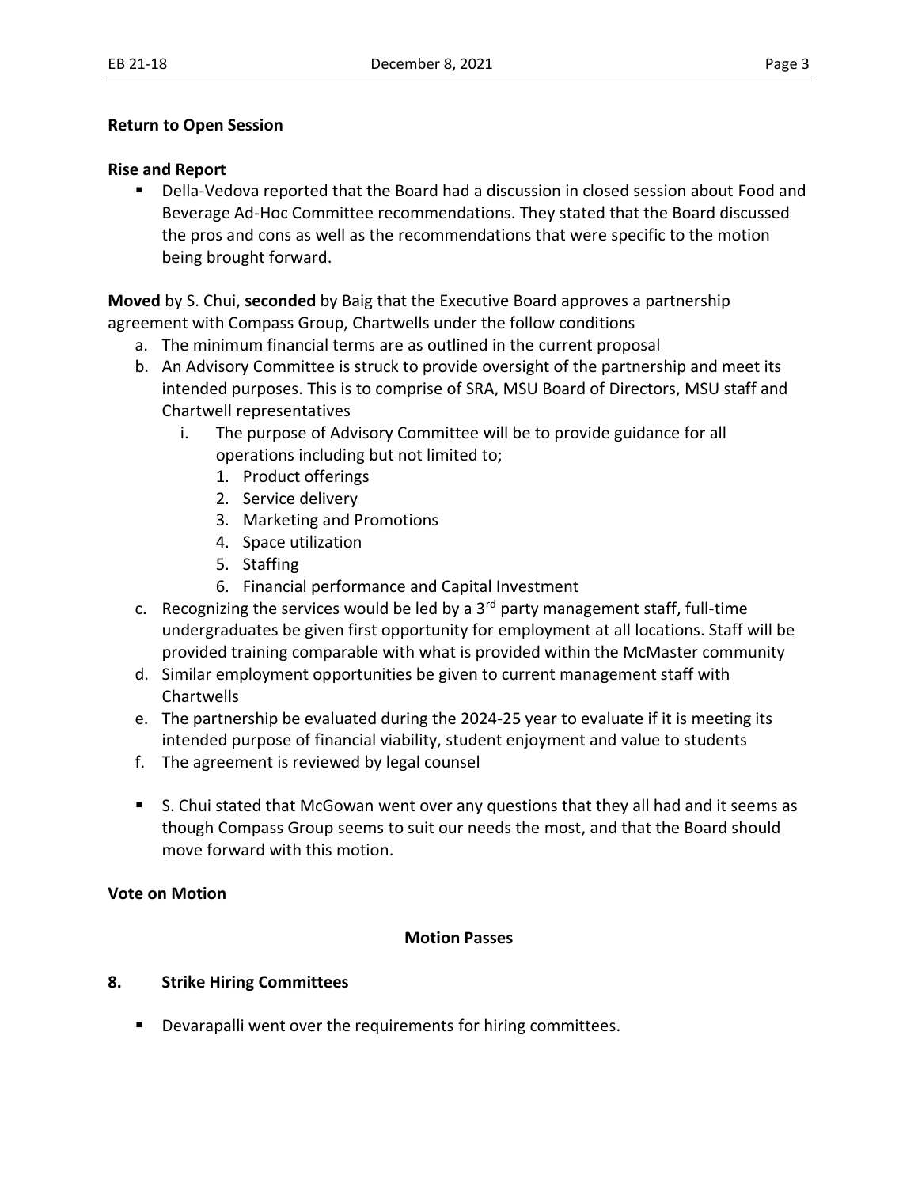**Return to Open Session**

**Rise and Report**

- Della-Vedova reported that the Board had a discussion in closed session about Food and Beverage Ad-Hoc Committee recommendations. They stated that the Board discussed the pros and cons as well as the recommendations that were specific to the motion being brought forward.

**Moved** by S. Chui, **seconded** by Baig that the Executive Board approves a partnership agreement with Compass Group, Chartwells under the follow conditions

a. The minimum financial terms are as outlined in the current proposal
b. An Advisory Committee is struck to provide oversight of the partnership and meet its intended purposes. This is to comprise of SRA, MSU Board of Directors, MSU staff and Chartwell representatives
    i. The purpose of Advisory Committee will be to provide guidance for all operations including but not limited to;
        1. Product offerings
        2. Service delivery
        3. Marketing and Promotions
        4. Space utilization
        5. Staffing
        6. Financial performance and Capital Investment
c. Recognizing the services would be led by a 3rd party management staff, full-time undergraduates be given first opportunity for employment at all locations. Staff will be provided training comparable with what is provided within the McMaster community
d. Similar employment opportunities be given to current management staff with Chartwells
e. The partnership be evaluated during the 2024-25 year to evaluate if it is meeting its intended purpose of financial viability, student enjoyment and value to students
f. The agreement is reviewed by legal counsel

- S. Chui stated that McGowan went over any questions that they all had and it seems as though Compass Group seems to suit our needs the most, and that the Board should move forward with this motion.

**Vote on Motion**

**Motion Passes**

## 8. Strike Hiring Committees

- Devarapalli went over the requirements for hiring committees.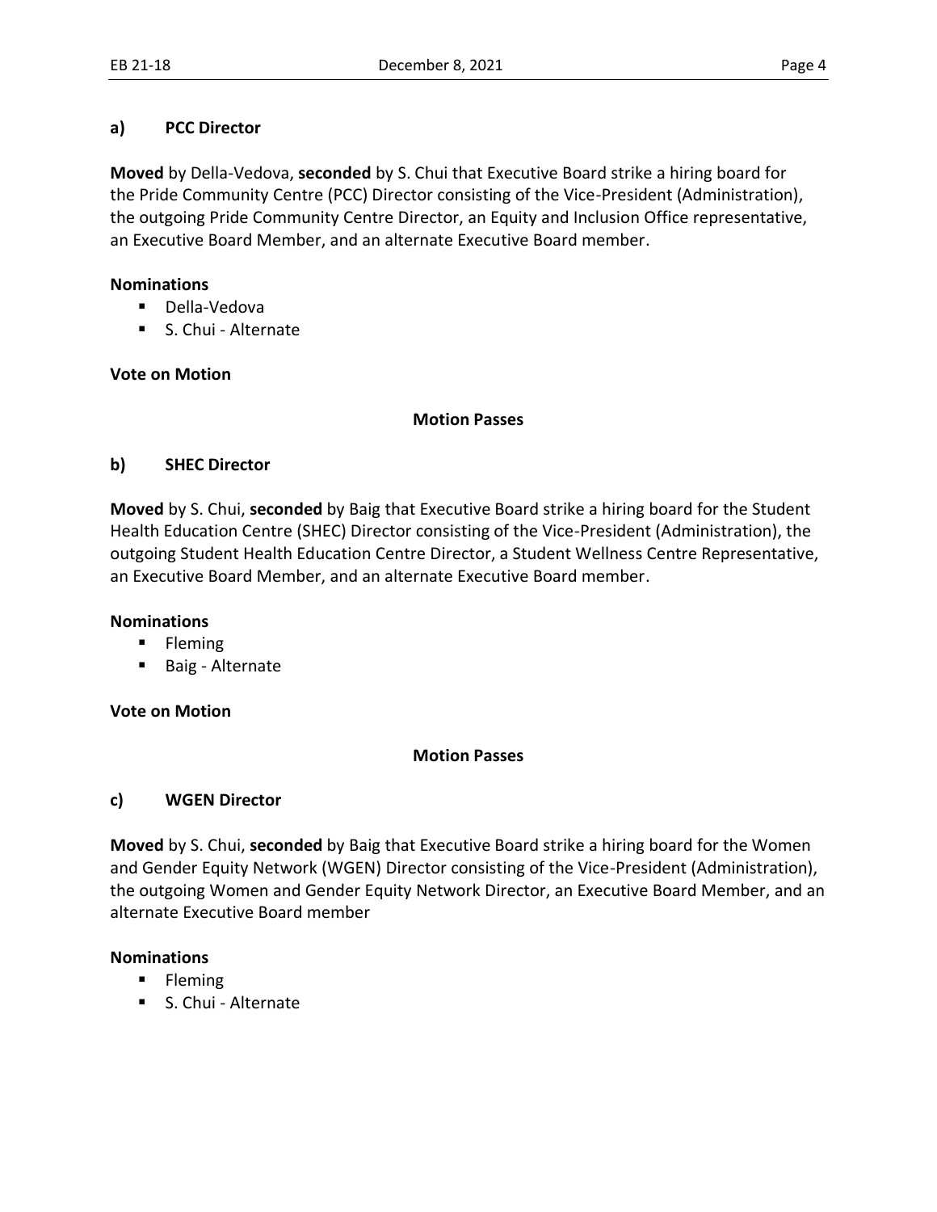### a) PCC Director

**Moved** by Della-Vedova, **seconded** by S. Chui that Executive Board strike a hiring board for the Pride Community Centre (PCC) Director consisting of the Vice-President (Administration), the outgoing Pride Community Centre Director, an Equity and Inclusion Office representative, an Executive Board Member, and an alternate Executive Board member.

**Nominations**

- Della-Vedova
- S. Chui - Alternate

**Vote on Motion**

**Motion Passes**

### b) SHEC Director

**Moved** by S. Chui, **seconded** by Baig that Executive Board strike a hiring board for the Student Health Education Centre (SHEC) Director consisting of the Vice-President (Administration), the outgoing Student Health Education Centre Director, a Student Wellness Centre Representative, an Executive Board Member, and an alternate Executive Board member.

**Nominations**

- Fleming
- Baig - Alternate

**Vote on Motion**

**Motion Passes**

### c) WGEN Director

**Moved** by S. Chui, **seconded** by Baig that Executive Board strike a hiring board for the Women and Gender Equity Network (WGEN) Director consisting of the Vice-President (Administration), the outgoing Women and Gender Equity Network Director, an Executive Board Member, and an alternate Executive Board member

**Nominations**

- Fleming
- S. Chui - Alternate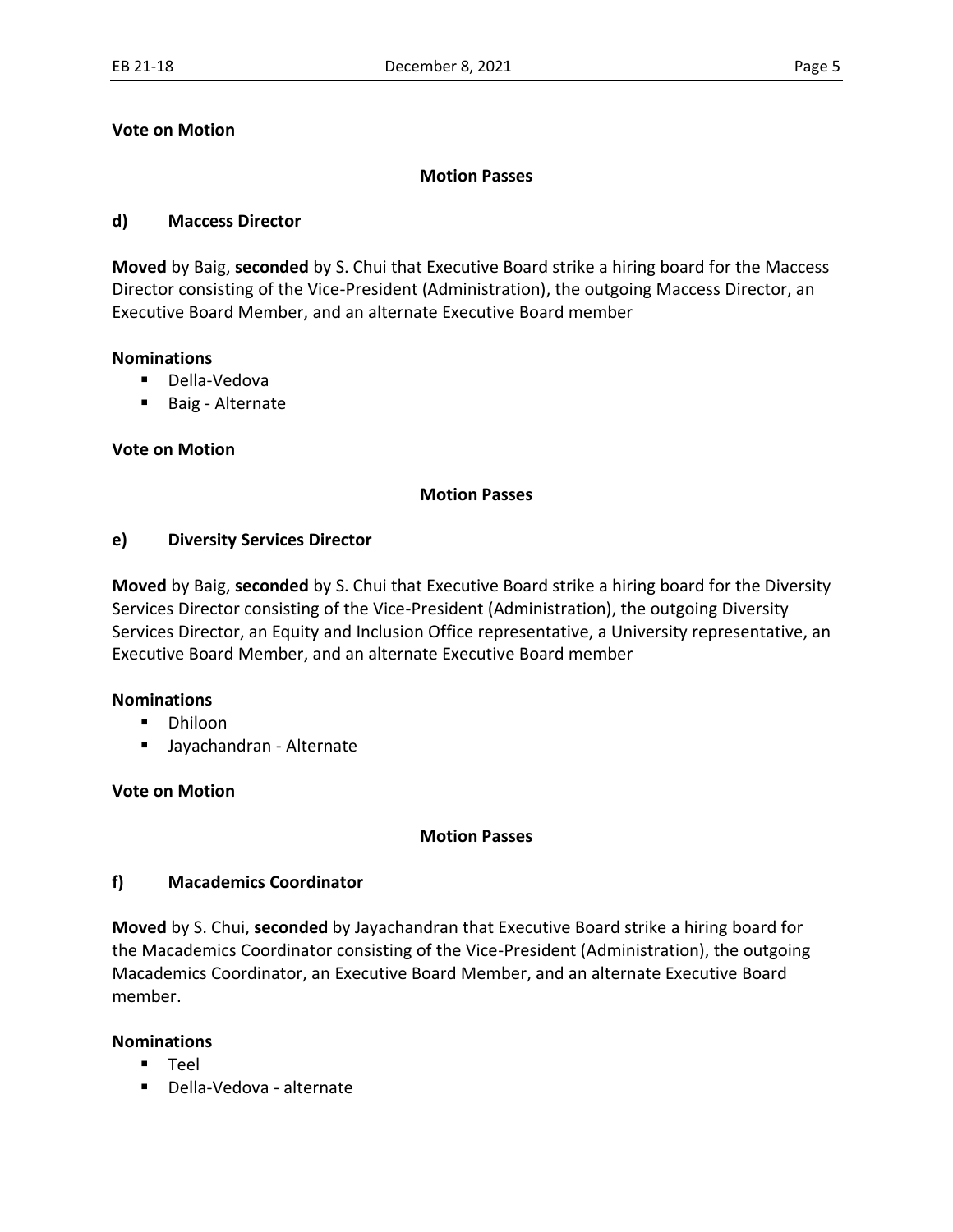**Vote on Motion**

**Motion Passes**

**d) Maccess Director**

**Moved** by Baig, **seconded** by S. Chui that Executive Board strike a hiring board for the Maccess Director consisting of the Vice-President (Administration), the outgoing Maccess Director, an Executive Board Member, and an alternate Executive Board member

**Nominations**

- Della-Vedova
- Baig - Alternate

**Vote on Motion**

**Motion Passes**

**e) Diversity Services Director**

**Moved** by Baig, **seconded** by S. Chui that Executive Board strike a hiring board for the Diversity Services Director consisting of the Vice-President (Administration), the outgoing Diversity Services Director, an Equity and Inclusion Office representative, a University representative, an Executive Board Member, and an alternate Executive Board member

**Nominations**

- Dhiloon
- Jayachandran - Alternate

**Vote on Motion**

**Motion Passes**

**f) Macademics Coordinator**

**Moved** by S. Chui, **seconded** by Jayachandran that Executive Board strike a hiring board for the Macademics Coordinator consisting of the Vice-President (Administration), the outgoing Macademics Coordinator, an Executive Board Member, and an alternate Executive Board member.

**Nominations**

- Teel
- Della-Vedova - alternate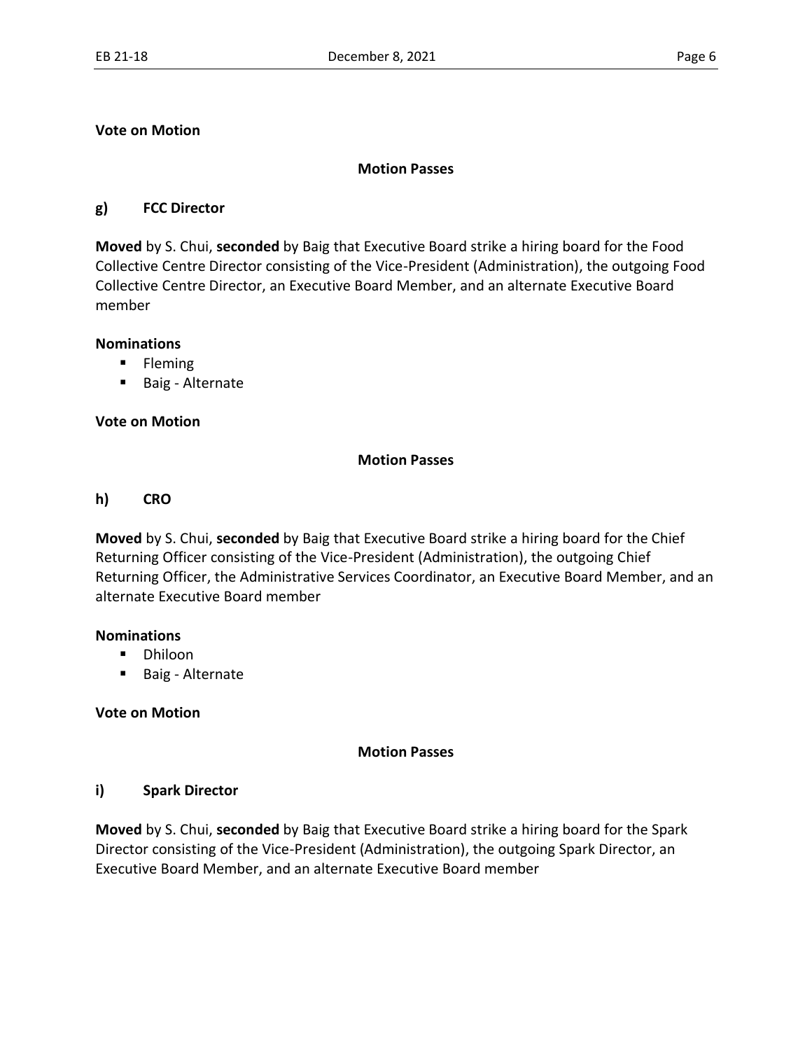**Vote on Motion**

**Motion Passes**

### g) FCC Director

**Moved** by S. Chui, **seconded** by Baig that Executive Board strike a hiring board for the Food Collective Centre Director consisting of the Vice-President (Administration), the outgoing Food Collective Centre Director, an Executive Board Member, and an alternate Executive Board member

**Nominations**

- Fleming
- Baig - Alternate

**Vote on Motion**

**Motion Passes**

### h) CRO

**Moved** by S. Chui, **seconded** by Baig that Executive Board strike a hiring board for the Chief Returning Officer consisting of the Vice-President (Administration), the outgoing Chief Returning Officer, the Administrative Services Coordinator, an Executive Board Member, and an alternate Executive Board member

**Nominations**

- Dhiloon
- Baig - Alternate

**Vote on Motion**

**Motion Passes**

### i) Spark Director

**Moved** by S. Chui, **seconded** by Baig that Executive Board strike a hiring board for the Spark Director consisting of the Vice-President (Administration), the outgoing Spark Director, an Executive Board Member, and an alternate Executive Board member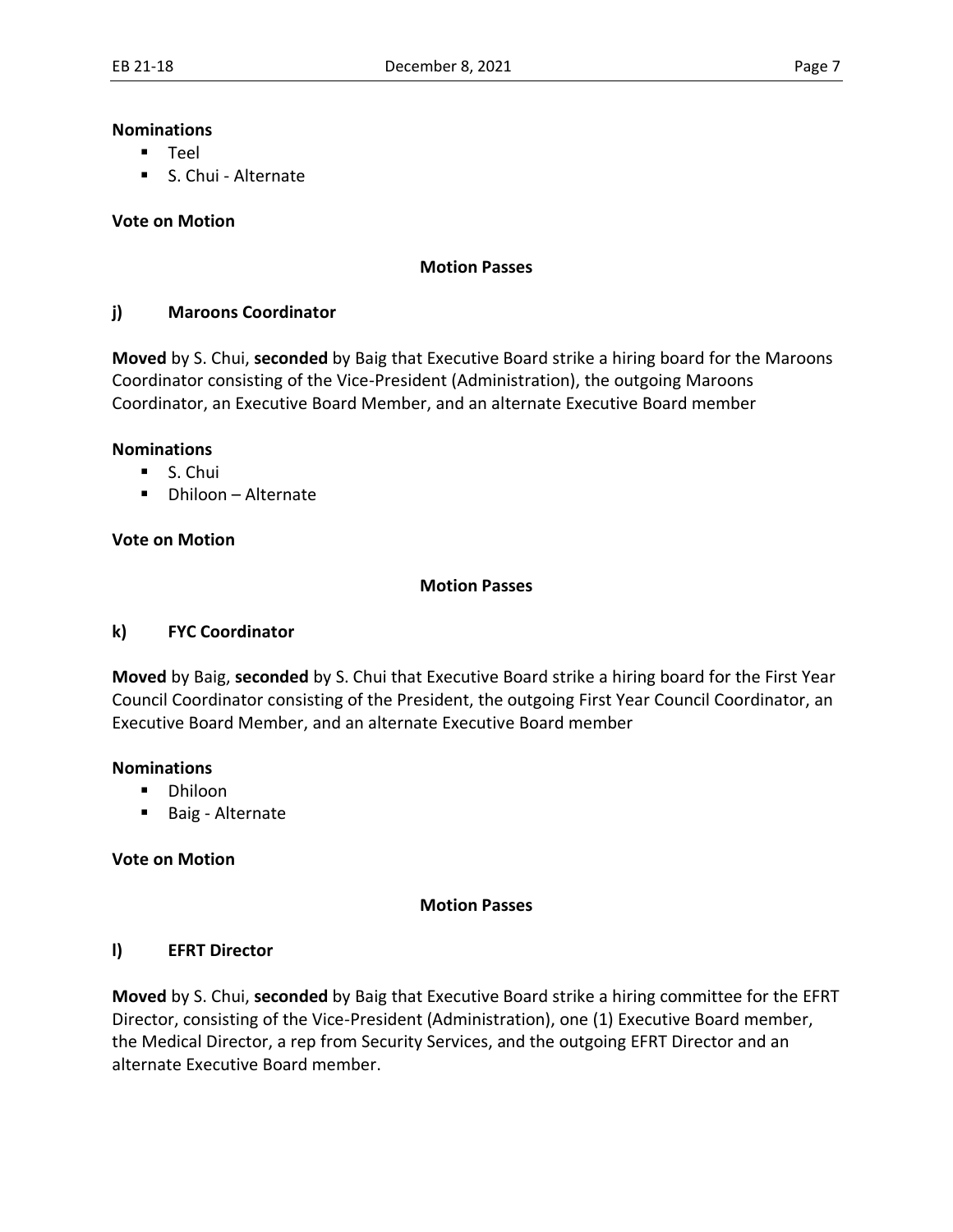**Nominations**

- Teel
- S. Chui - Alternate

**Vote on Motion**

**Motion Passes**

### j) Maroons Coordinator

**Moved** by S. Chui, **seconded** by Baig that Executive Board strike a hiring board for the Maroons Coordinator consisting of the Vice-President (Administration), the outgoing Maroons Coordinator, an Executive Board Member, and an alternate Executive Board member

**Nominations**

- S. Chui
- Dhiloon – Alternate

**Vote on Motion**

**Motion Passes**

### k) FYC Coordinator

**Moved** by Baig, **seconded** by S. Chui that Executive Board strike a hiring board for the First Year Council Coordinator consisting of the President, the outgoing First Year Council Coordinator, an Executive Board Member, and an alternate Executive Board member

**Nominations**

- Dhiloon
- Baig - Alternate

**Vote on Motion**

**Motion Passes**

### l) EFRT Director

**Moved** by S. Chui, **seconded** by Baig that Executive Board strike a hiring committee for the EFRT Director, consisting of the Vice-President (Administration), one (1) Executive Board member, the Medical Director, a rep from Security Services, and the outgoing EFRT Director and an alternate Executive Board member.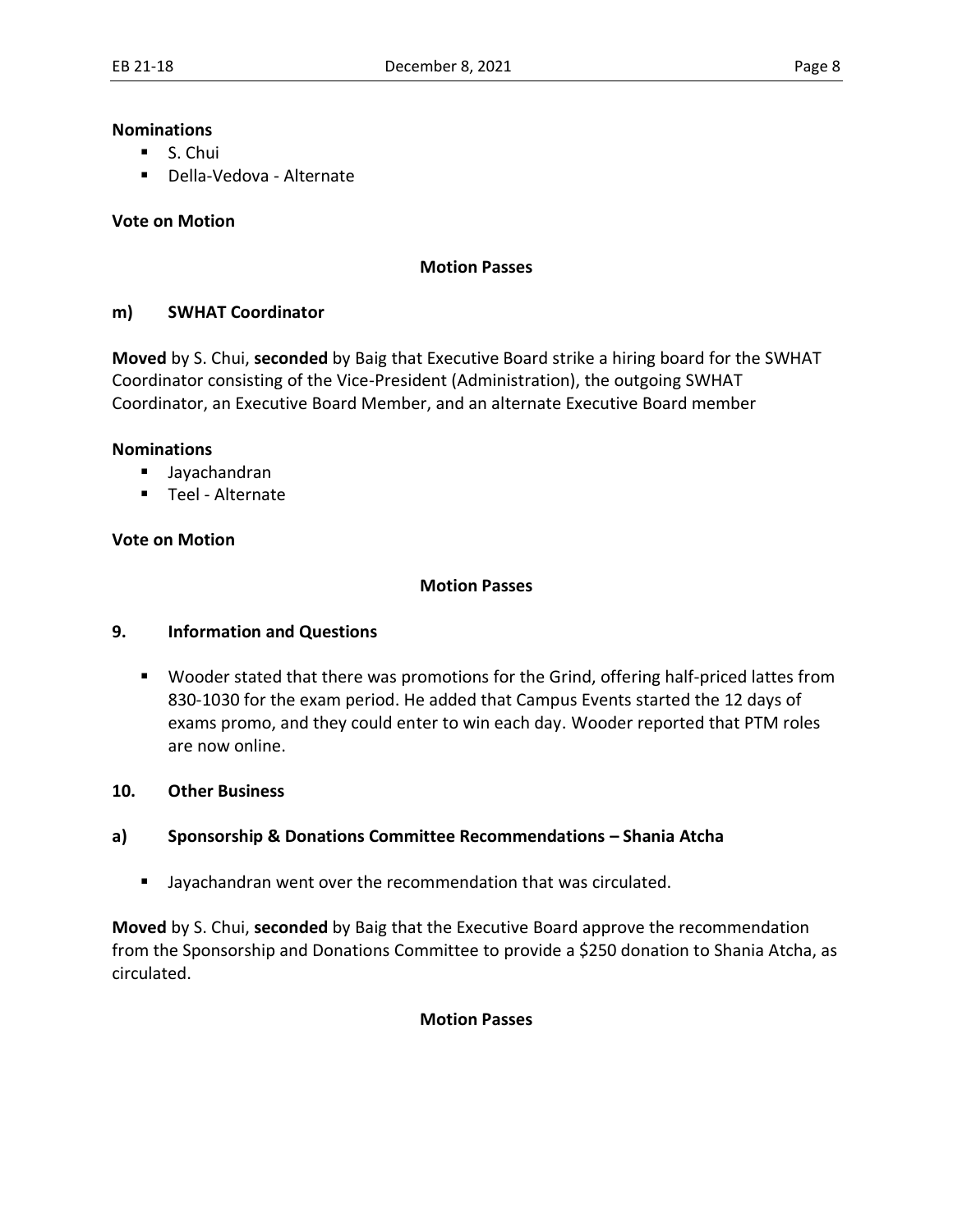**Nominations**

- S. Chui
- Della-Vedova - Alternate

**Vote on Motion**

**Motion Passes**

### m) SWHAT Coordinator

**Moved** by S. Chui, **seconded** by Baig that Executive Board strike a hiring board for the SWHAT Coordinator consisting of the Vice-President (Administration), the outgoing SWHAT Coordinator, an Executive Board Member, and an alternate Executive Board member

**Nominations**

- Jayachandran
- Teel - Alternate

**Vote on Motion**

**Motion Passes**

## 9. Information and Questions

- Wooder stated that there was promotions for the Grind, offering half-priced lattes from 830-1030 for the exam period. He added that Campus Events started the 12 days of exams promo, and they could enter to win each day. Wooder reported that PTM roles are now online.

## 10. Other Business

### a) Sponsorship & Donations Committee Recommendations – Shania Atcha

- Jayachandran went over the recommendation that was circulated.

**Moved** by S. Chui, **seconded** by Baig that the Executive Board approve the recommendation from the Sponsorship and Donations Committee to provide a $250 donation to Shania Atcha, as circulated.

**Motion Passes**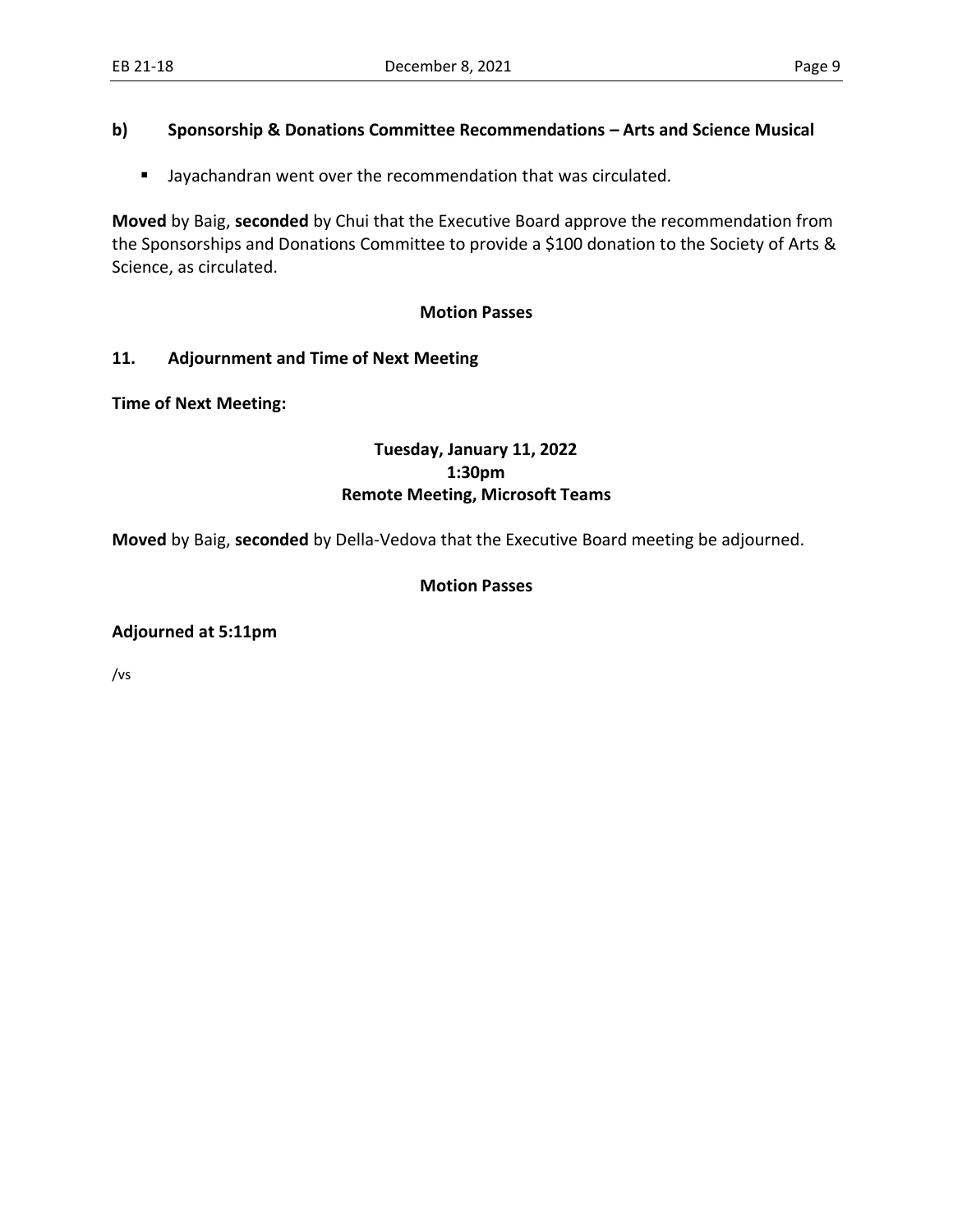**b) Sponsorship & Donations Committee Recommendations – Arts and Science Musical**

- Jayachandran went over the recommendation that was circulated.

**Moved** by Baig, **seconded** by Chui that the Executive Board approve the recommendation from the Sponsorships and Donations Committee to provide a $100 donation to the Society of Arts & Science, as circulated.

**Motion Passes**

**11. Adjournment and Time of Next Meeting**

**Time of Next Meeting:**

**Tuesday, January 11, 2022**
**1:30pm**
**Remote Meeting, Microsoft Teams**

**Moved** by Baig, **seconded** by Della-Vedova that the Executive Board meeting be adjourned.

**Motion Passes**

**Adjourned at 5:11pm**

/vs